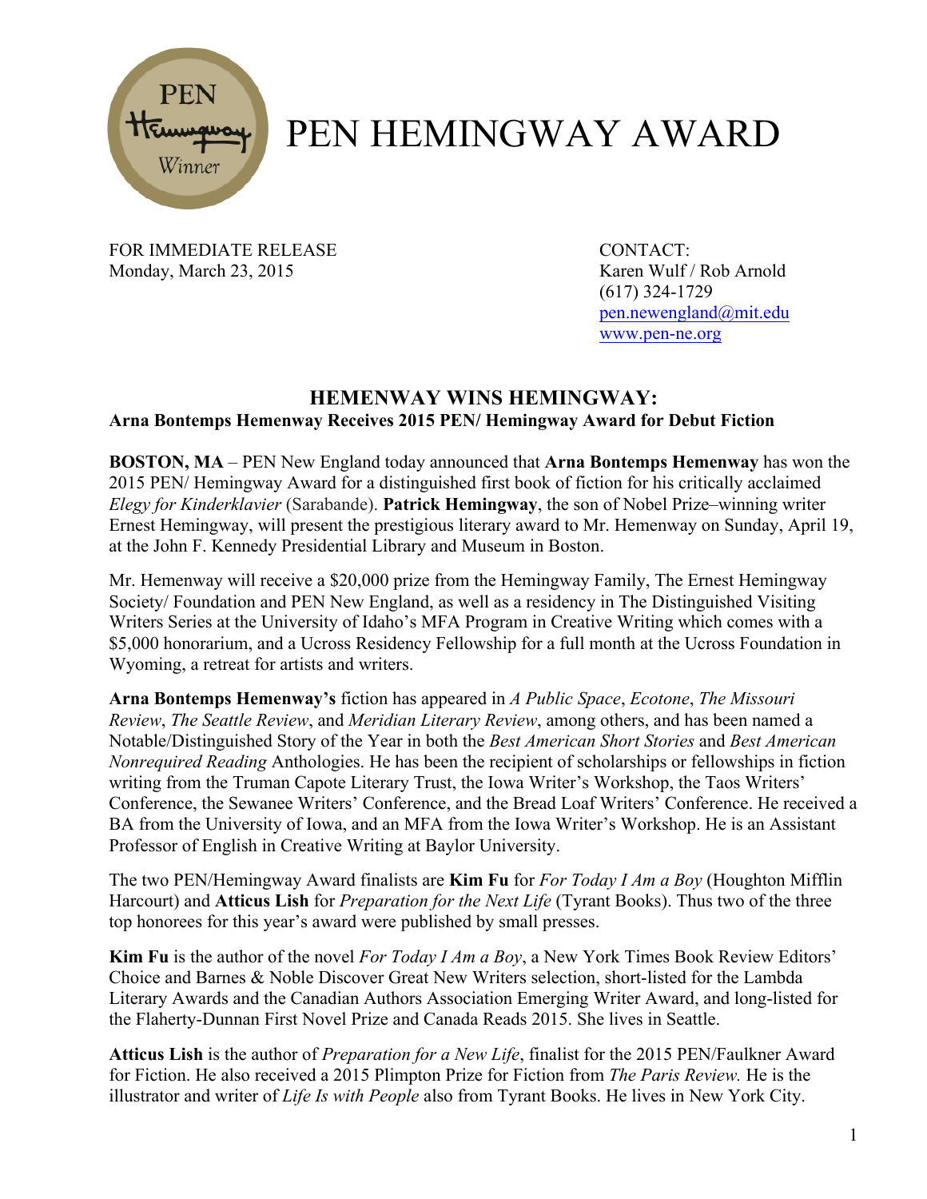# PEN HEMINGWAY AWARD

FOR IMMEDIATE RELEASE
Monday, March 23, 2015

CONTACT:
Karen Wulf / Rob Arnold
(617) 324-1729
pen.newengland@mit.edu
www.pen-ne.org

## HEMENWAY WINS HEMINGWAY:

### Arna Bontemps Hemenway Receives 2015 PEN/ Hemingway Award for Debut Fiction

**BOSTON, MA** – PEN New England today announced that **Arna Bontemps Hemenway** has won the 2015 PEN/ Hemingway Award for a distinguished first book of fiction for his critically acclaimed *Elegy for Kinderklavier* (Sarabande). **Patrick Hemingway**, the son of Nobel Prize–winning writer Ernest Hemingway, will present the prestigious literary award to Mr. Hemenway on Sunday, April 19, at the John F. Kennedy Presidential Library and Museum in Boston.

Mr. Hemenway will receive a $20,000 prize from the Hemingway Family, The Ernest Hemingway Society/ Foundation and PEN New England, as well as a residency in The Distinguished Visiting Writers Series at the University of Idaho's MFA Program in Creative Writing which comes with a $5,000 honorarium, and a Ucross Residency Fellowship for a full month at the Ucross Foundation in Wyoming, a retreat for artists and writers.

**Arna Bontemps Hemenway's** fiction has appeared in *A Public Space*, *Ecotone*, *The Missouri Review*, *The Seattle Review*, and *Meridian Literary Review*, among others, and has been named a Notable/Distinguished Story of the Year in both the *Best American Short Stories* and *Best American Nonrequired Reading* Anthologies. He has been the recipient of scholarships or fellowships in fiction writing from the Truman Capote Literary Trust, the Iowa Writer's Workshop, the Taos Writers' Conference, the Sewanee Writers' Conference, and the Bread Loaf Writers' Conference. He received a BA from the University of Iowa, and an MFA from the Iowa Writer's Workshop. He is an Assistant Professor of English in Creative Writing at Baylor University.

The two PEN/Hemingway Award finalists are **Kim Fu** for *For Today I Am a Boy* (Houghton Mifflin Harcourt) and **Atticus Lish** for *Preparation for the Next Life* (Tyrant Books). Thus two of the three top honorees for this year's award were published by small presses.

**Kim Fu** is the author of the novel *For Today I Am a Boy*, a New York Times Book Review Editors' Choice and Barnes & Noble Discover Great New Writers selection, short-listed for the Lambda Literary Awards and the Canadian Authors Association Emerging Writer Award, and long-listed for the Flaherty-Dunnan First Novel Prize and Canada Reads 2015. She lives in Seattle.

**Atticus Lish** is the author of *Preparation for a New Life*, finalist for the 2015 PEN/Faulkner Award for Fiction. He also received a 2015 Plimpton Prize for Fiction from *The Paris Review.* He is the illustrator and writer of *Life Is with People* also from Tyrant Books. He lives in New York City.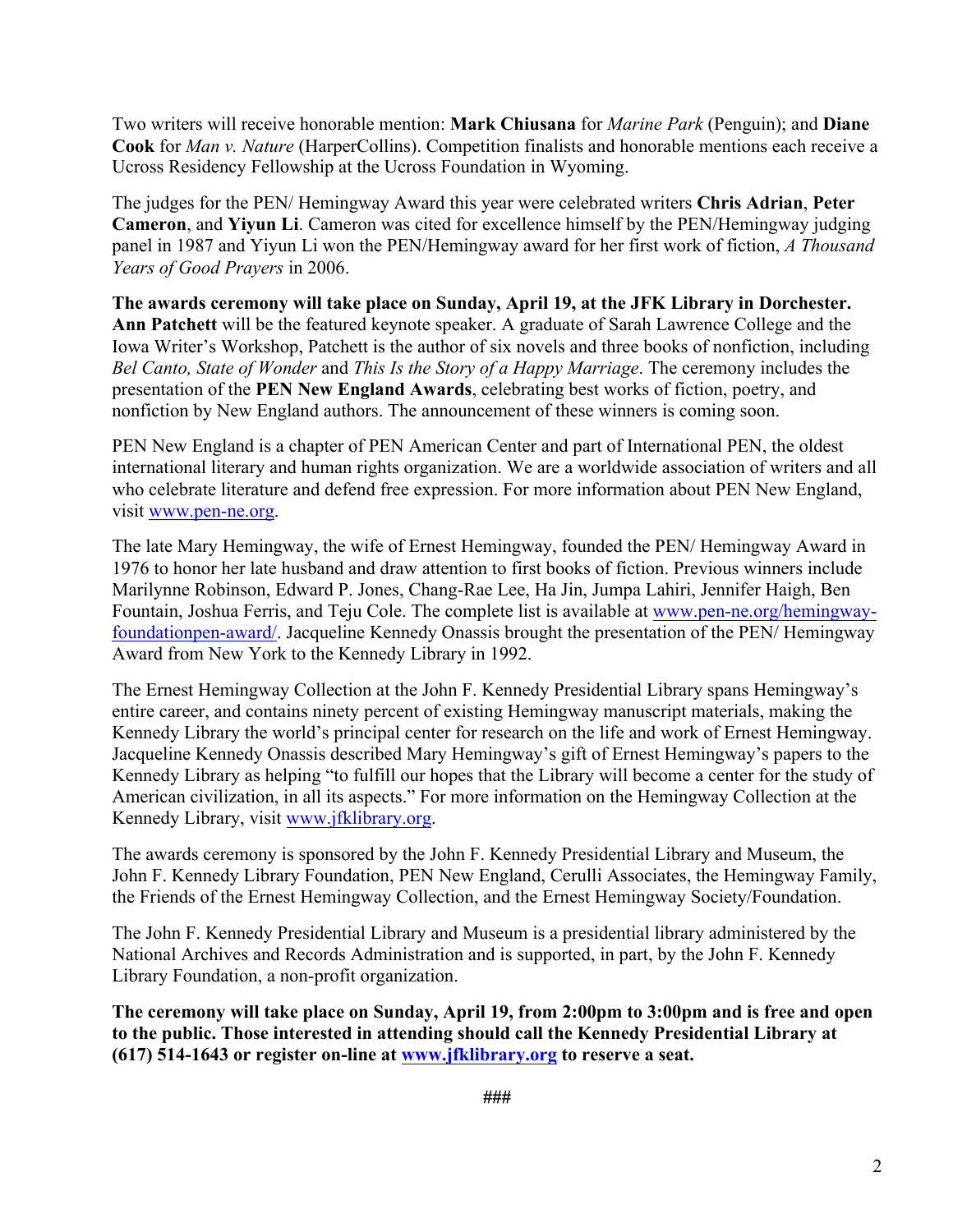Two writers will receive honorable mention: **Mark Chiusana** for *Marine Park* (Penguin); and **Diane Cook** for *Man v. Nature* (HarperCollins). Competition finalists and honorable mentions each receive a Ucross Residency Fellowship at the Ucross Foundation in Wyoming.

The judges for the PEN/ Hemingway Award this year were celebrated writers **Chris Adrian**, **Peter Cameron**, and **Yiyun Li**. Cameron was cited for excellence himself by the PEN/Hemingway judging panel in 1987 and Yiyun Li won the PEN/Hemingway award for her first work of fiction, *A Thousand Years of Good Prayers* in 2006.

**The awards ceremony will take place on Sunday, April 19, at the JFK Library in Dorchester. Ann Patchett** will be the featured keynote speaker. A graduate of Sarah Lawrence College and the Iowa Writer's Workshop, Patchett is the author of six novels and three books of nonfiction, including *Bel Canto, State of Wonder* and *This Is the Story of a Happy Marriage*. The ceremony includes the presentation of the **PEN New England Awards**, celebrating best works of fiction, poetry, and nonfiction by New England authors. The announcement of these winners is coming soon.

PEN New England is a chapter of PEN American Center and part of International PEN, the oldest international literary and human rights organization. We are a worldwide association of writers and all who celebrate literature and defend free expression. For more information about PEN New England, visit www.pen-ne.org.

The late Mary Hemingway, the wife of Ernest Hemingway, founded the PEN/ Hemingway Award in 1976 to honor her late husband and draw attention to first books of fiction. Previous winners include Marilynne Robinson, Edward P. Jones, Chang-Rae Lee, Ha Jin, Jumpa Lahiri, Jennifer Haigh, Ben Fountain, Joshua Ferris, and Teju Cole. The complete list is available at www.pen-ne.org/hemingway-foundationpen-award/. Jacqueline Kennedy Onassis brought the presentation of the PEN/ Hemingway Award from New York to the Kennedy Library in 1992.

The Ernest Hemingway Collection at the John F. Kennedy Presidential Library spans Hemingway's entire career, and contains ninety percent of existing Hemingway manuscript materials, making the Kennedy Library the world's principal center for research on the life and work of Ernest Hemingway. Jacqueline Kennedy Onassis described Mary Hemingway's gift of Ernest Hemingway's papers to the Kennedy Library as helping "to fulfill our hopes that the Library will become a center for the study of American civilization, in all its aspects." For more information on the Hemingway Collection at the Kennedy Library, visit www.jfklibrary.org.

The awards ceremony is sponsored by the John F. Kennedy Presidential Library and Museum, the John F. Kennedy Library Foundation, PEN New England, Cerulli Associates, the Hemingway Family, the Friends of the Ernest Hemingway Collection, and the Ernest Hemingway Society/Foundation.

The John F. Kennedy Presidential Library and Museum is a presidential library administered by the National Archives and Records Administration and is supported, in part, by the John F. Kennedy Library Foundation, a non-profit organization.

**The ceremony will take place on Sunday, April 19, from 2:00pm to 3:00pm and is free and open to the public. Those interested in attending should call the Kennedy Presidential Library at (617) 514-1643 or register on-line at www.jfklibrary.org to reserve a seat.**

###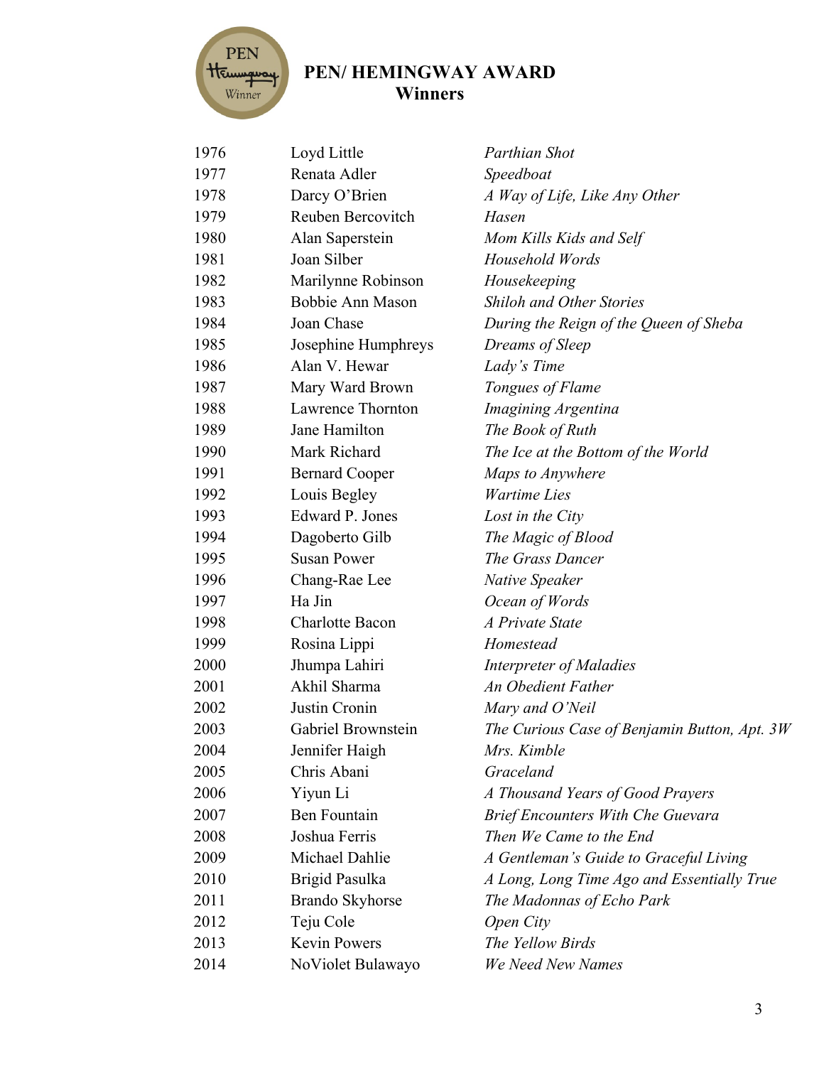# PEN/ HEMINGWAY AWARD
## Winners

| | | |
|---|---|---|
| 1976 | Loyd Little | *Parthian Shot* |
| 1977 | Renata Adler | *Speedboat* |
| 1978 | Darcy O'Brien | *A Way of Life, Like Any Other* |
| 1979 | Reuben Bercovitch | *Hasen* |
| 1980 | Alan Saperstein | *Mom Kills Kids and Self* |
| 1981 | Joan Silber | *Household Words* |
| 1982 | Marilynne Robinson | *Housekeeping* |
| 1983 | Bobbie Ann Mason | *Shiloh and Other Stories* |
| 1984 | Joan Chase | *During the Reign of the Queen of Sheba* |
| 1985 | Josephine Humphreys | *Dreams of Sleep* |
| 1986 | Alan V. Hewar | *Lady's Time* |
| 1987 | Mary Ward Brown | *Tongues of Flame* |
| 1988 | Lawrence Thornton | *Imagining Argentina* |
| 1989 | Jane Hamilton | *The Book of Ruth* |
| 1990 | Mark Richard | *The Ice at the Bottom of the World* |
| 1991 | Bernard Cooper | *Maps to Anywhere* |
| 1992 | Louis Begley | *Wartime Lies* |
| 1993 | Edward P. Jones | *Lost in the City* |
| 1994 | Dagoberto Gilb | *The Magic of Blood* |
| 1995 | Susan Power | *The Grass Dancer* |
| 1996 | Chang-Rae Lee | *Native Speaker* |
| 1997 | Ha Jin | *Ocean of Words* |
| 1998 | Charlotte Bacon | *A Private State* |
| 1999 | Rosina Lippi | *Homestead* |
| 2000 | Jhumpa Lahiri | *Interpreter of Maladies* |
| 2001 | Akhil Sharma | *An Obedient Father* |
| 2002 | Justin Cronin | *Mary and O'Neil* |
| 2003 | Gabriel Brownstein | *The Curious Case of Benjamin Button, Apt. 3W* |
| 2004 | Jennifer Haigh | *Mrs. Kimble* |
| 2005 | Chris Abani | *Graceland* |
| 2006 | Yiyun Li | *A Thousand Years of Good Prayers* |
| 2007 | Ben Fountain | *Brief Encounters With Che Guevara* |
| 2008 | Joshua Ferris | *Then We Came to the End* |
| 2009 | Michael Dahlie | *A Gentleman's Guide to Graceful Living* |
| 2010 | Brigid Pasulka | *A Long, Long Time Ago and Essentially True* |
| 2011 | Brando Skyhorse | *The Madonnas of Echo Park* |
| 2012 | Teju Cole | *Open City* |
| 2013 | Kevin Powers | *The Yellow Birds* |
| 2014 | NoViolet Bulawayo | *We Need New Names* |